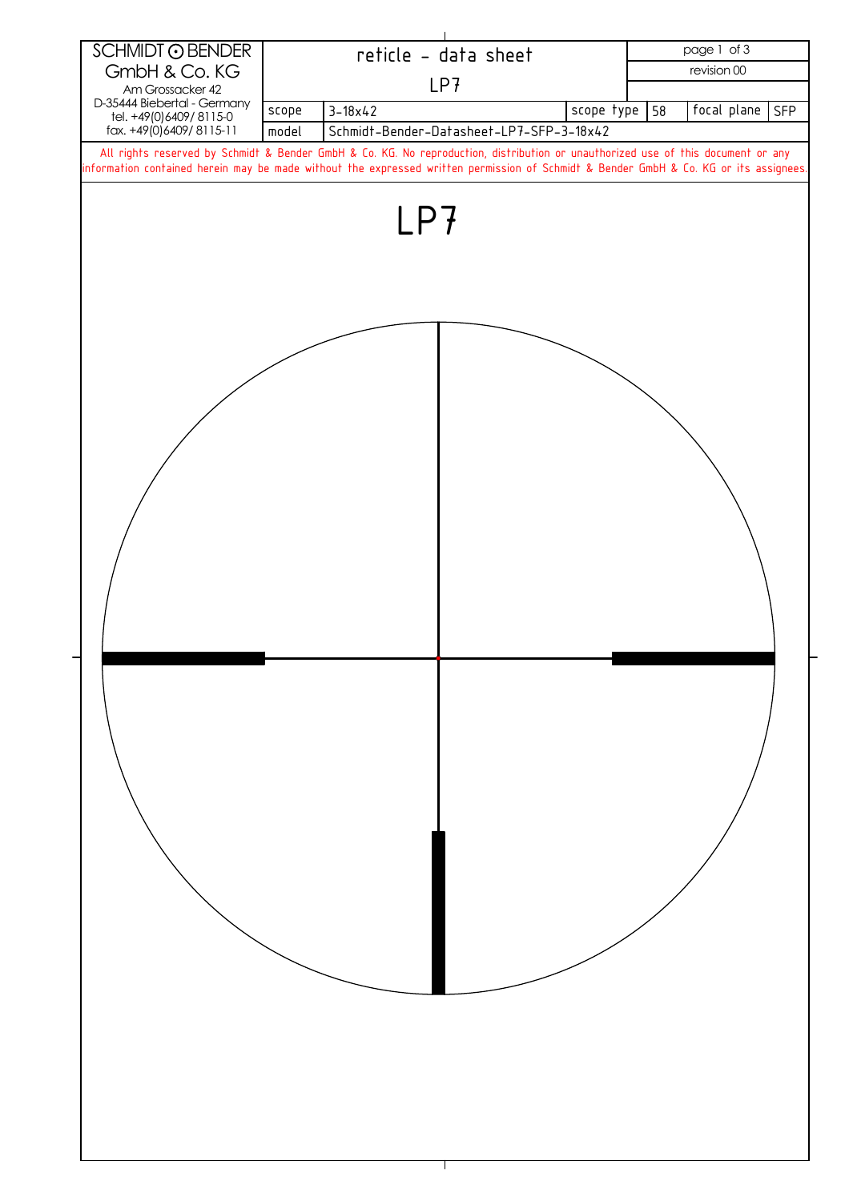| SCHMIDT ⊙ BENDER GmbH & Co. KG Am Grossacker 42 D-35444 Biebertal - Germany tel. +49(0)6409/ 8115-0 fax. +49(0)6409/ 8115-11 | reticle - data sheet LP7 | | | | page 1 of 3 | |
|---|---|---|---|---|---|---|
| | | | | | revision 00 | |
| scope | 3-18x42 | | scope type | 58 | focal plane | SFP |
| model | Schmidt-Bender-Datasheet-LP7-SFP-3-18x42 | | | | | |

All rights reserved by Schmidt & Bender GmbH & Co. KG. No reproduction, distribution or unauthorized use of this document or any information contained herein may be made without the expressed written permission of Schmidt & Bender GmbH & Co. KG or its assignees.

# LP7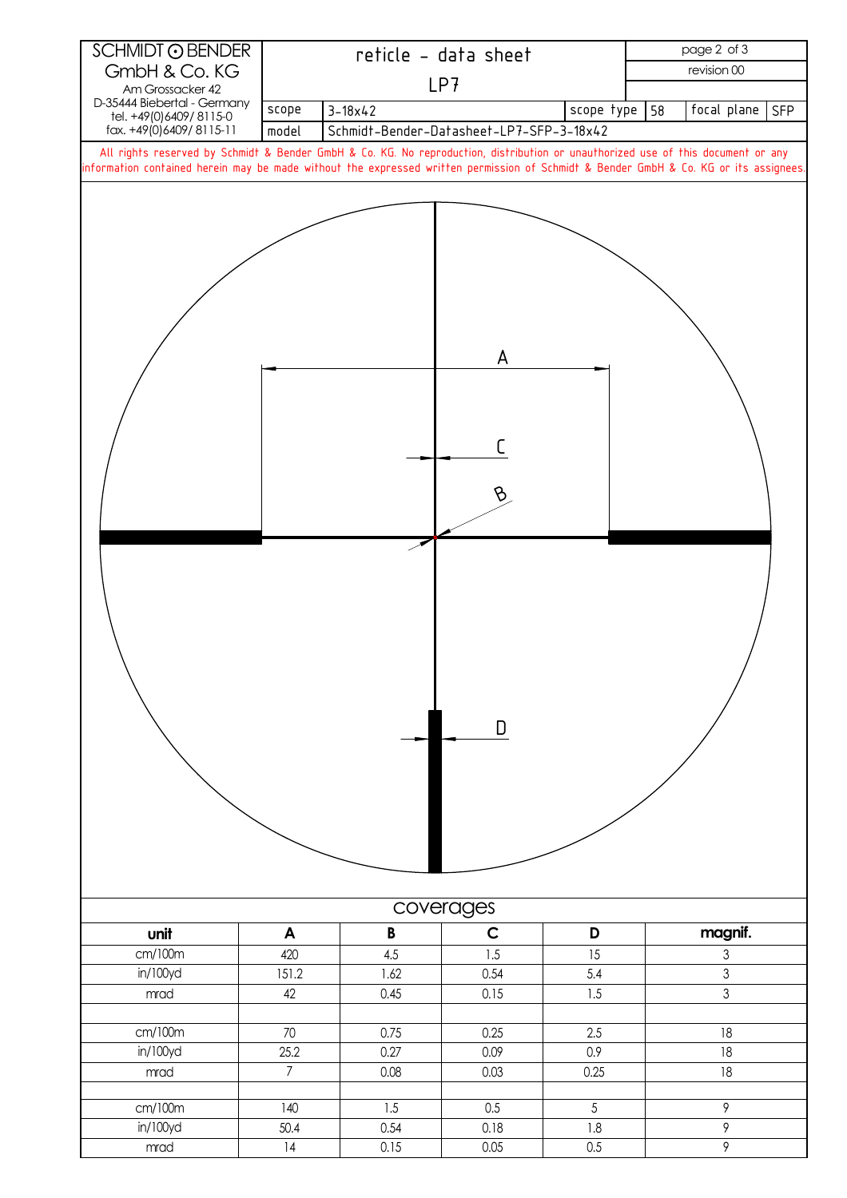SCHMIDT ⊙ BENDER
GmbH & Co. KG
Am Grossacker 42
D-35444 Biebertal - Germany
tel. +49(0)6409/ 8115-0
fax. +49(0)6409/ 8115-11

# reticle - data sheet

## LP7

| | | | | | |
|---|---|---|---|---|---|
| scope | 3-18x42 | scope type | 58 | focal plane | SFP |
| model | Schmidt-Bender-Datasheet-LP7-SFP-3-18x42 | | | | |

revision 00

All rights reserved by Schmidt & Bender GmbH & Co. KG. No reproduction, distribution or unauthorized use of this document or any information contained herein may be made without the expressed written permission of Schmidt & Bender GmbH & Co. KG or its assignees.

A

C

B

D

## coverages

| unit | A | B | C | D | magnif. |
|---|---|---|---|---|---|
| cm/100m | 420 | 4.5 | 1.5 | 15 | 3 |
| in/100yd | 151.2 | 1.62 | 0.54 | 5.4 | 3 |
| mrad | 42 | 0.45 | 0.15 | 1.5 | 3 |
| | | | | | |
| cm/100m | 70 | 0.75 | 0.25 | 2.5 | 18 |
| in/100yd | 25.2 | 0.27 | 0.09 | 0.9 | 18 |
| mrad | 7 | 0.08 | 0.03 | 0.25 | 18 |
| | | | | | |
| cm/100m | 140 | 1.5 | 0.5 | 5 | 9 |
| in/100yd | 50.4 | 0.54 | 0.18 | 1.8 | 9 |
| mrad | 14 | 0.15 | 0.05 | 0.5 | 9 |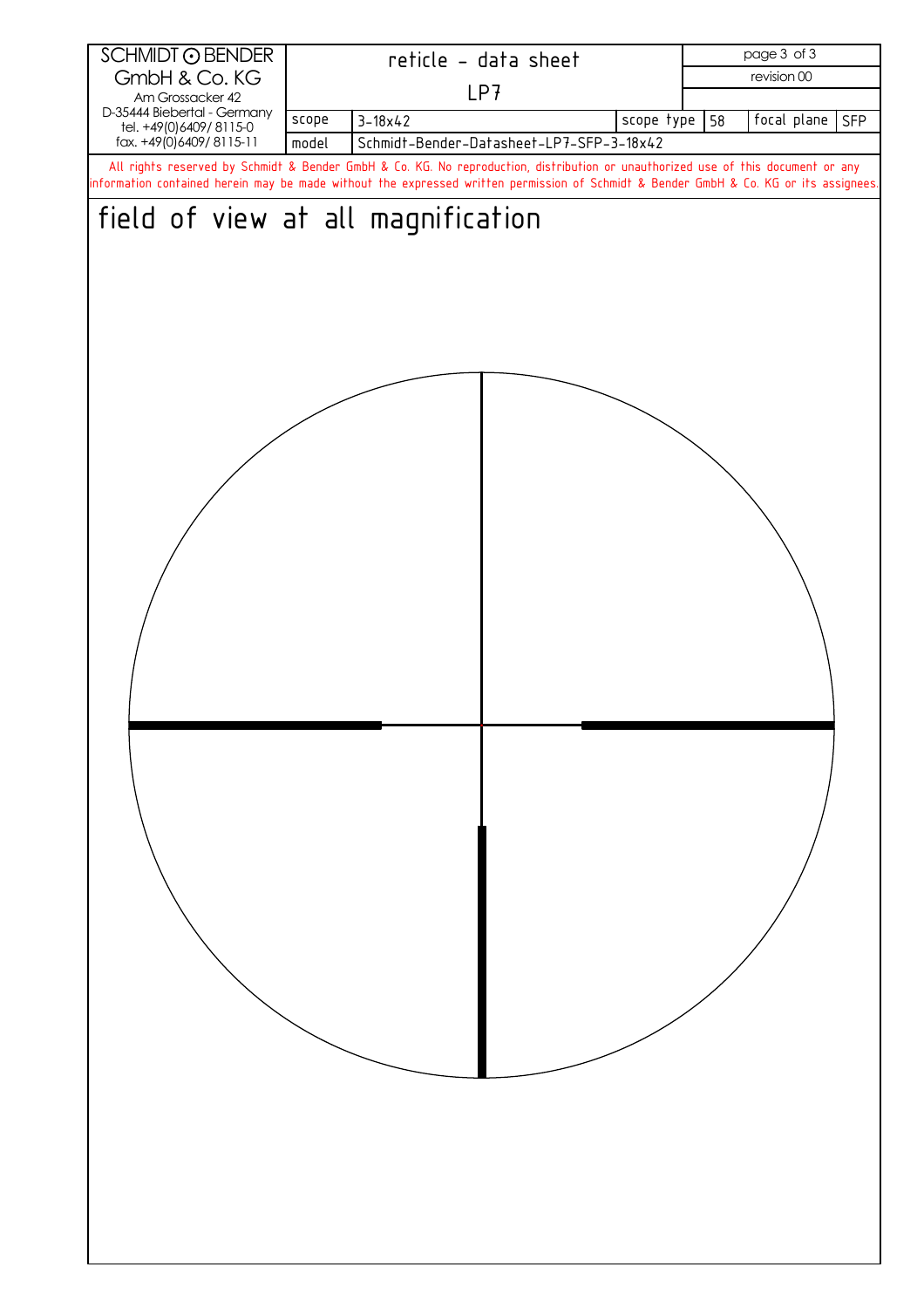| | | | | | |
|---|---|---|---|---|---|
| SCHMIDT ⊙ BENDER GmbH & Co. KG Am Grossacker 42 D-35444 Biebertal - Germany tel. +49(0)6409/ 8115-0 fax. +49(0)6409/ 8115-11 | reticle - data sheet LP7 | | | | revision 00 |
| scope | 3-18x42 | scope type | 58 | focal plane | SFP |
| model | Schmidt-Bender-Datasheet-LP7-SFP-3-18x42 | | | | |

All rights reserved by Schmidt & Bender GmbH & Co. KG. No reproduction, distribution or unauthorized use of this document or any information contained herein may be made without the expressed written permission of Schmidt & Bender GmbH & Co. KG or its assignees.

# field of view at all magnification